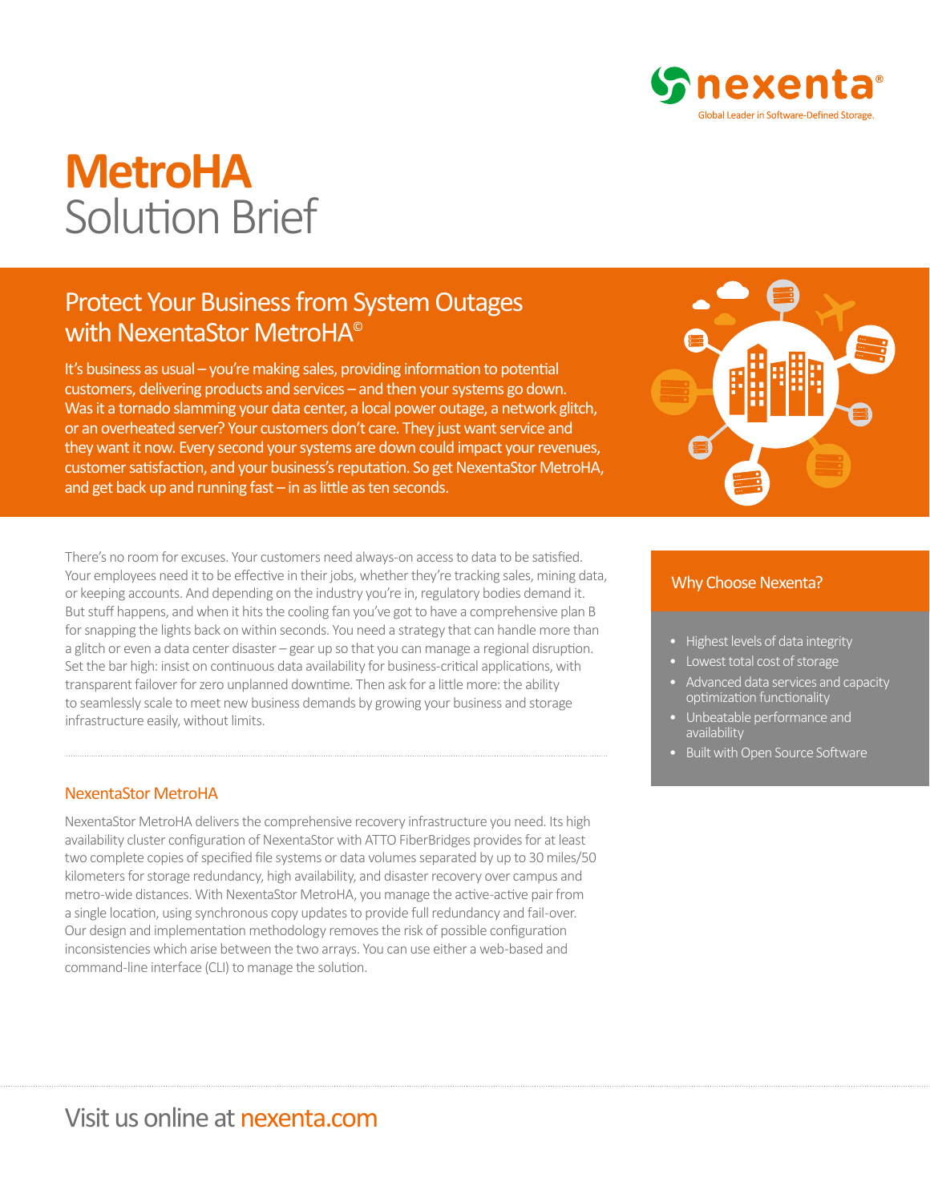nexenta®

Global Leader in Software-Defined Storage.

# MetroHA Solution Brief

## Protect Your Business from System Outages with NexentaStor MetroHA©

It's business as usual – you're making sales, providing information to potential customers, delivering products and services – and then your systems go down. Was it a tornado slamming your data center, a local power outage, a network glitch, or an overheated server? Your customers don't care. They just want service and they want it now. Every second your systems are down could impact your revenues, customer satisfaction, and your business's reputation. So get NexentaStor MetroHA, and get back up and running fast – in as little as ten seconds.

There's no room for excuses. Your customers need always-on access to data to be satisfied. Your employees need it to be effective in their jobs, whether they're tracking sales, mining data, or keeping accounts. And depending on the industry you're in, regulatory bodies demand it. But stuff happens, and when it hits the cooling fan you've got to have a comprehensive plan B for snapping the lights back on within seconds. You need a strategy that can handle more than a glitch or even a data center disaster – gear up so that you can manage a regional disruption. Set the bar high: insist on continuous data availability for business-critical applications, with transparent failover for zero unplanned downtime. Then ask for a little more: the ability to seamlessly scale to meet new business demands by growing your business and storage infrastructure easily, without limits.

### NexentaStor MetroHA

NexentaStor MetroHA delivers the comprehensive recovery infrastructure you need. Its high availability cluster configuration of NexentaStor with ATTO FiberBridges provides for at least two complete copies of specified file systems or data volumes separated by up to 30 miles/50 kilometers for storage redundancy, high availability, and disaster recovery over campus and metro-wide distances. With NexentaStor MetroHA, you manage the active-active pair from a single location, using synchronous copy updates to provide full redundancy and fail-over. Our design and implementation methodology removes the risk of possible configuration inconsistencies which arise between the two arrays. You can use either a web-based and command-line interface (CLI) to manage the solution.

### Why Choose Nexenta?

- Highest levels of data integrity
- Lowest total cost of storage
- Advanced data services and capacity optimization functionality
- Unbeatable performance and availability
- Built with Open Source Software

Visit us online at nexenta.com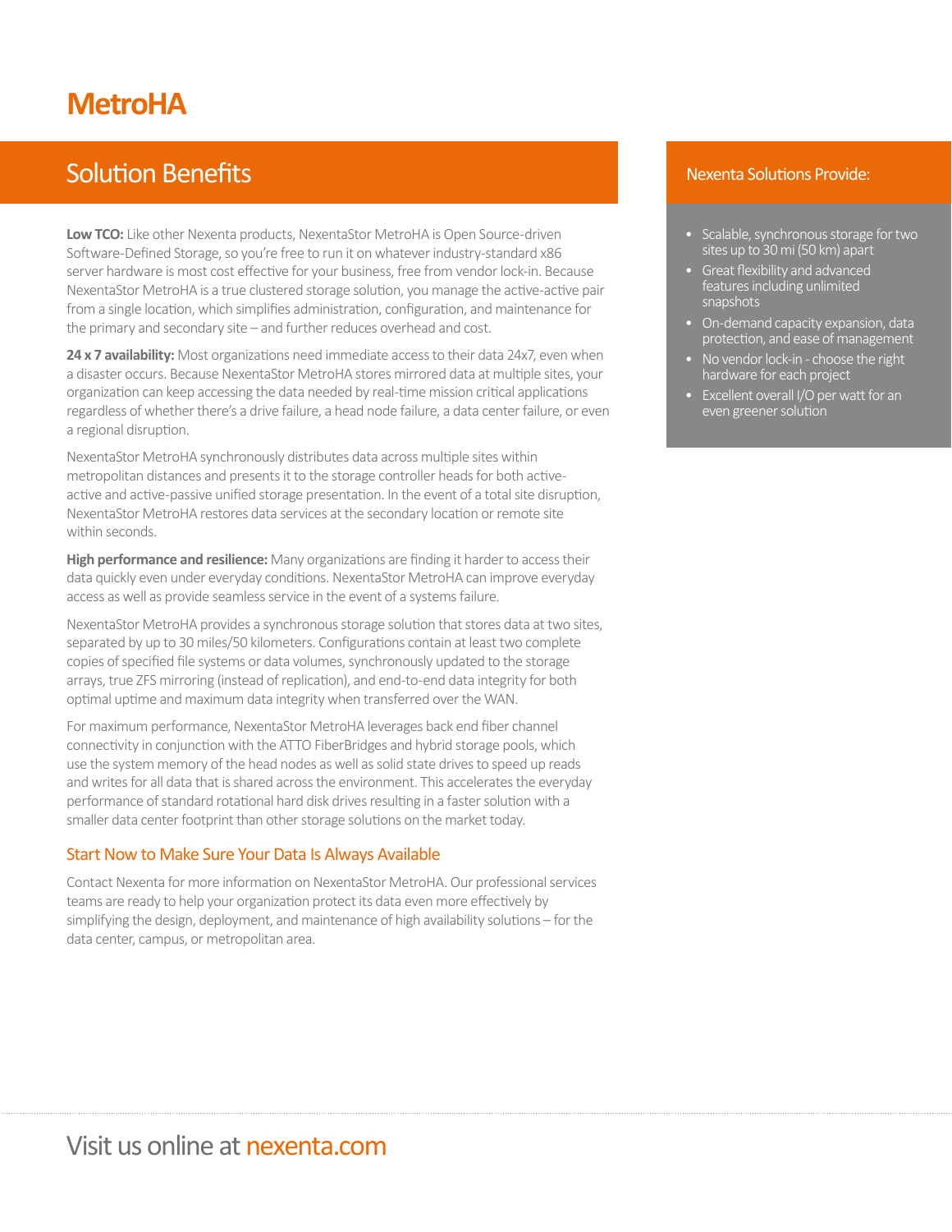# MetroHA

## Solution Benefits

**Low TCO:** Like other Nexenta products, NexentaStor MetroHA is Open Source-driven Software-Defined Storage, so you're free to run it on whatever industry-standard x86 server hardware is most cost effective for your business, free from vendor lock-in. Because NexentaStor MetroHA is a true clustered storage solution, you manage the active-active pair from a single location, which simplifies administration, configuration, and maintenance for the primary and secondary site – and further reduces overhead and cost.

**24 x 7 availability:** Most organizations need immediate access to their data 24x7, even when a disaster occurs. Because NexentaStor MetroHA stores mirrored data at multiple sites, your organization can keep accessing the data needed by real-time mission critical applications regardless of whether there's a drive failure, a head node failure, a data center failure, or even a regional disruption.

NexentaStor MetroHA synchronously distributes data across multiple sites within metropolitan distances and presents it to the storage controller heads for both active-active and active-passive unified storage presentation. In the event of a total site disruption, NexentaStor MetroHA restores data services at the secondary location or remote site within seconds.

**High performance and resilience:** Many organizations are finding it harder to access their data quickly even under everyday conditions. NexentaStor MetroHA can improve everyday access as well as provide seamless service in the event of a systems failure.

NexentaStor MetroHA provides a synchronous storage solution that stores data at two sites, separated by up to 30 miles/50 kilometers. Configurations contain at least two complete copies of specified file systems or data volumes, synchronously updated to the storage arrays, true ZFS mirroring (instead of replication), and end-to-end data integrity for both optimal uptime and maximum data integrity when transferred over the WAN.

For maximum performance, NexentaStor MetroHA leverages back end fiber channel connectivity in conjunction with the ATTO FiberBridges and hybrid storage pools, which use the system memory of the head nodes as well as solid state drives to speed up reads and writes for all data that is shared across the environment. This accelerates the everyday performance of standard rotational hard disk drives resulting in a faster solution with a smaller data center footprint than other storage solutions on the market today.

### Start Now to Make Sure Your Data Is Always Available

Contact Nexenta for more information on NexentaStor MetroHA. Our professional services teams are ready to help your organization protect its data even more effectively by simplifying the design, deployment, and maintenance of high availability solutions – for the data center, campus, or metropolitan area.

### Nexenta Solutions Provide:

- Scalable, synchronous storage for two sites up to 30 mi (50 km) apart
- Great flexibility and advanced features including unlimited snapshots
- On-demand capacity expansion, data protection, and ease of management
- No vendor lock-in - choose the right hardware for each project
- Excellent overall I/O per watt for an even greener solution

Visit us online at nexenta.com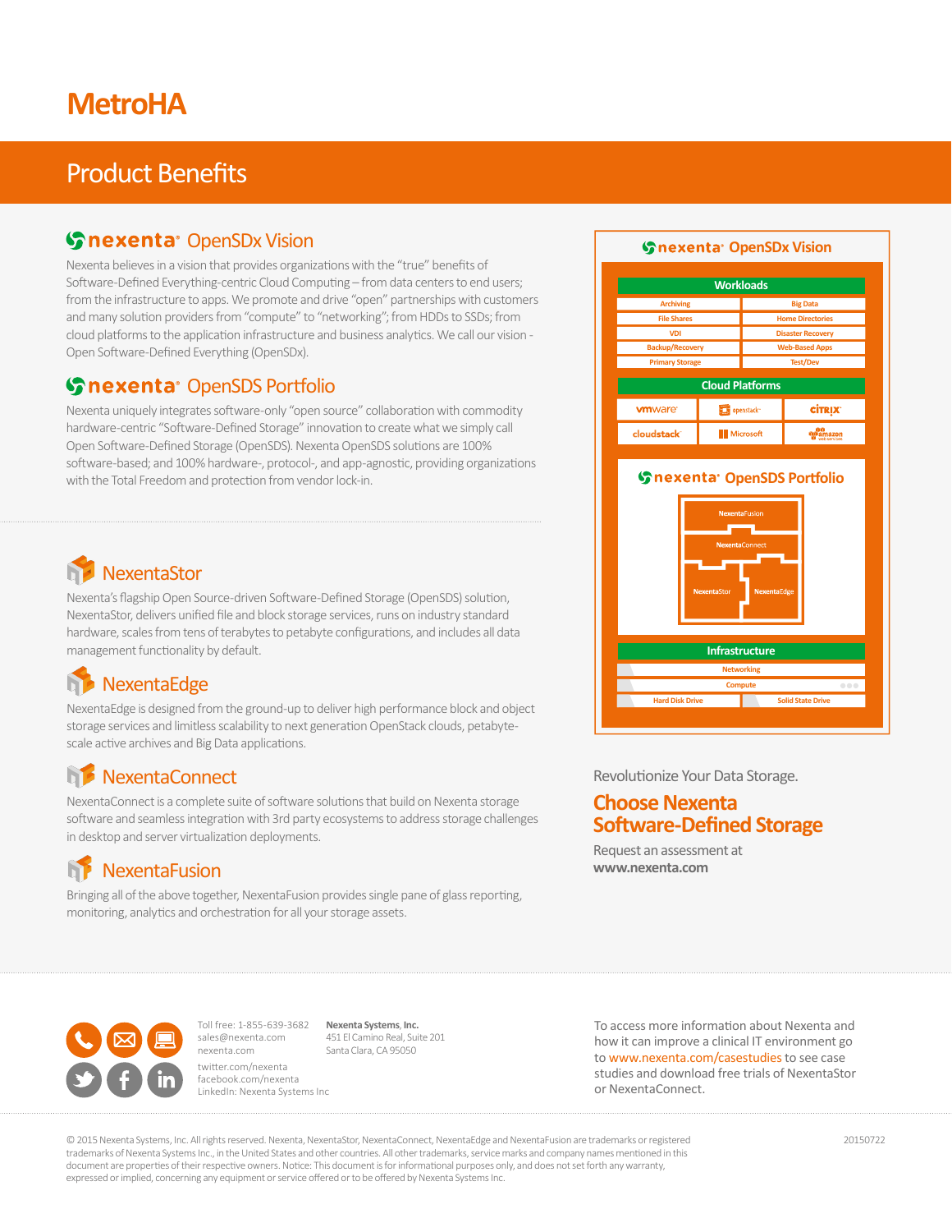# MetroHA

## Product Benefits

### nexenta OpenSDx Vision

Nexenta believes in a vision that provides organizations with the "true" benefits of Software-Defined Everything-centric Cloud Computing – from data centers to end users; from the infrastructure to apps. We promote and drive "open" partnerships with customers and many solution providers from "compute" to "networking"; from HDDs to SSDs; from cloud platforms to the application infrastructure and business analytics. We call our vision - Open Software-Defined Everything (OpenSDx).

### nexenta OpenSDS Portfolio

Nexenta uniquely integrates software-only "open source" collaboration with commodity hardware-centric "Software-Defined Storage" innovation to create what we simply call Open Software-Defined Storage (OpenSDS). Nexenta OpenSDS solutions are 100% software-based; and 100% hardware-, protocol-, and app-agnostic, providing organizations with the Total Freedom and protection from vendor lock-in.

### NexentaStor

Nexenta's flagship Open Source-driven Software-Defined Storage (OpenSDS) solution, NexentaStor, delivers unified file and block storage services, runs on industry standard hardware, scales from tens of terabytes to petabyte configurations, and includes all data management functionality by default.

### NexentaEdge

NexentaEdge is designed from the ground-up to deliver high performance block and object storage services and limitless scalability to next generation OpenStack clouds, petabyte-scale active archives and Big Data applications.

### NexentaConnect

NexentaConnect is a complete suite of software solutions that build on Nexenta storage software and seamless integration with 3rd party ecosystems to address storage challenges in desktop and server virtualization deployments.

### NexentaFusion

Bringing all of the above together, NexentaFusion provides single pane of glass reporting, monitoring, analytics and orchestration for all your storage assets.

nexenta OpenSDx Vision

Workloads

Archiving
Big Data
File Shares
Home Directories
VDI
Disaster Recovery
Backup/Recovery
Web-Based Apps
Primary Storage
Test/Dev

Cloud Platforms

vmware
openstack
CITRIX
cloudstack
Microsoft
amazon web services

nexenta OpenSDS Portfolio

NexentaFusion
NexentaConnect
NexentaStor
NexentaEdge

Infrastructure

Networking
Compute
Hard Disk Drive
Solid State Drive

Revolutionize Your Data Storage.

## Choose Nexenta Software-Defined Storage

Request an assessment at
**www.nexenta.com**

Toll free: 1-855-639-3682
sales@nexenta.com
nexenta.com

twitter.com/nexenta
facebook.com/nexenta
LinkedIn: Nexenta Systems Inc

**Nexenta Systems, Inc.**
451 El Camino Real, Suite 201
Santa Clara, CA 95050

To access more information about Nexenta and how it can improve a clinical IT environment go to www.nexenta.com/casestudies to see case studies and download free trials of NexentaStor or NexentaConnect.

© 2015 Nexenta Systems, Inc. All rights reserved. Nexenta, NexentaStor, NexentaConnect, NexentaEdge and NexentaFusion are trademarks or registered trademarks of Nexenta Systems Inc., in the United States and other countries. All other trademarks, service marks and company names mentioned in this document are properties of their respective owners. Notice: This document is for informational purposes only, and does not set forth any warranty, expressed or implied, concerning any equipment or service offered or to be offered by Nexenta Systems Inc.

20150722